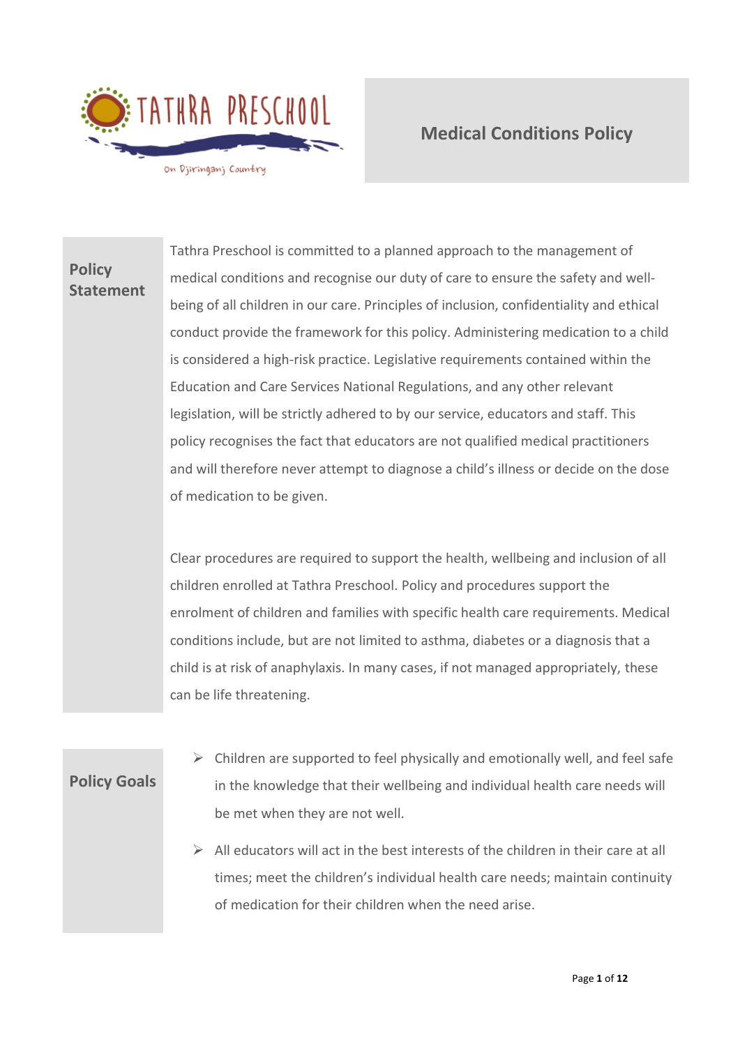Tathra Preschool

On Djiringanj Country

# Medical Conditions Policy

## Policy Statement

Tathra Preschool is committed to a planned approach to the management of medical conditions and recognise our duty of care to ensure the safety and well-being of all children in our care. Principles of inclusion, confidentiality and ethical conduct provide the framework for this policy. Administering medication to a child is considered a high-risk practice. Legislative requirements contained within the Education and Care Services National Regulations, and any other relevant legislation, will be strictly adhered to by our service, educators and staff. This policy recognises the fact that educators are not qualified medical practitioners and will therefore never attempt to diagnose a child's illness or decide on the dose of medication to be given.

Clear procedures are required to support the health, wellbeing and inclusion of all children enrolled at Tathra Preschool. Policy and procedures support the enrolment of children and families with specific health care requirements. Medical conditions include, but are not limited to asthma, diabetes or a diagnosis that a child is at risk of anaphylaxis. In many cases, if not managed appropriately, these can be life threatening.

## Policy Goals

- Children are supported to feel physically and emotionally well, and feel safe in the knowledge that their wellbeing and individual health care needs will be met when they are not well.
- All educators will act in the best interests of the children in their care at all times; meet the children's individual health care needs; maintain continuity of medication for their children when the need arise.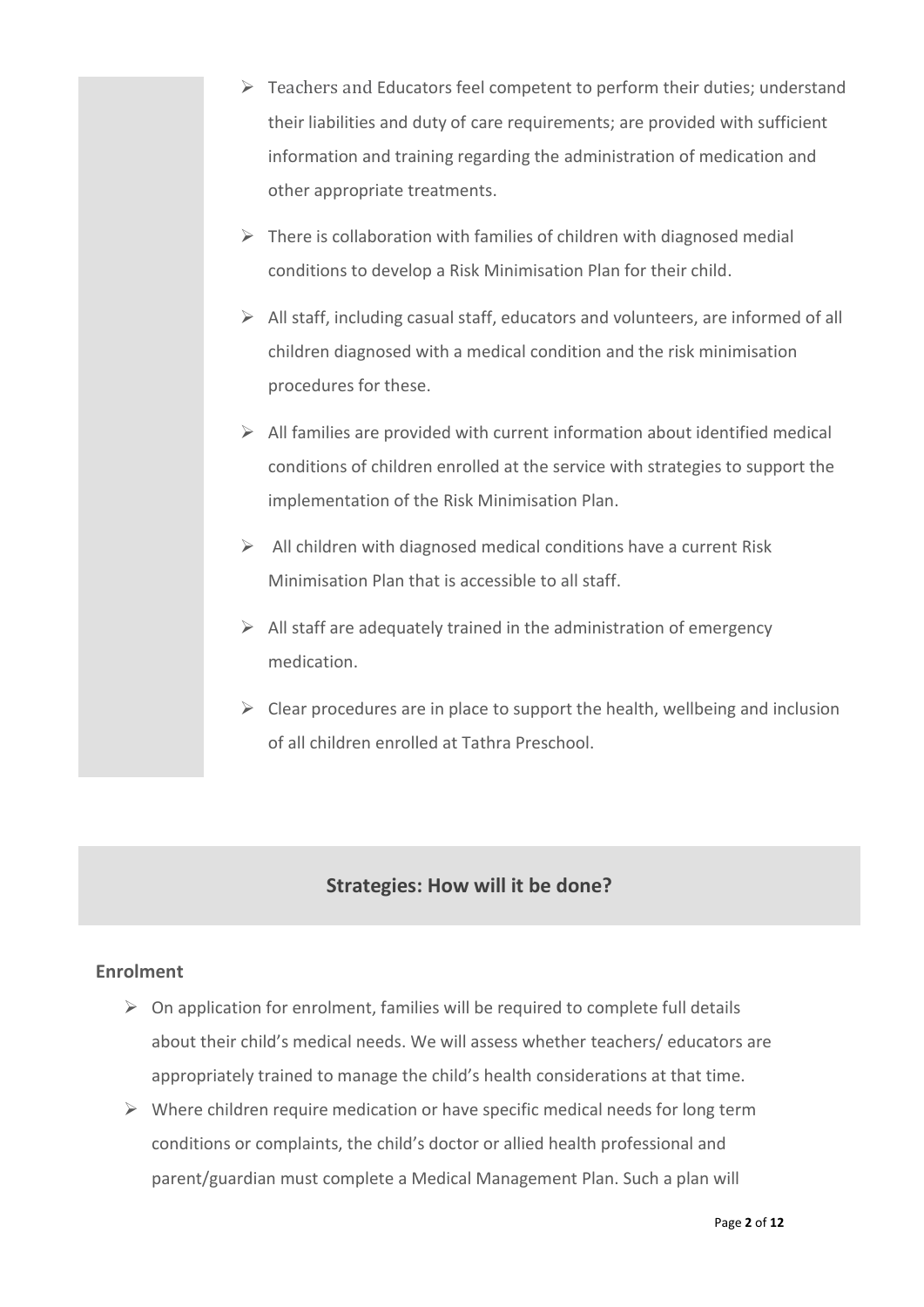- Teachers and Educators feel competent to perform their duties; understand their liabilities and duty of care requirements; are provided with sufficient information and training regarding the administration of medication and other appropriate treatments.
- There is collaboration with families of children with diagnosed medial conditions to develop a Risk Minimisation Plan for their child.
- All staff, including casual staff, educators and volunteers, are informed of all children diagnosed with a medical condition and the risk minimisation procedures for these.
- All families are provided with current information about identified medical conditions of children enrolled at the service with strategies to support the implementation of the Risk Minimisation Plan.
- All children with diagnosed medical conditions have a current Risk Minimisation Plan that is accessible to all staff.
- All staff are adequately trained in the administration of emergency medication.
- Clear procedures are in place to support the health, wellbeing and inclusion of all children enrolled at Tathra Preschool.

## Strategies: How will it be done?

### Enrolment

- On application for enrolment, families will be required to complete full details about their child's medical needs. We will assess whether teachers/ educators are appropriately trained to manage the child's health considerations at that time.
- Where children require medication or have specific medical needs for long term conditions or complaints, the child's doctor or allied health professional and parent/guardian must complete a Medical Management Plan. Such a plan will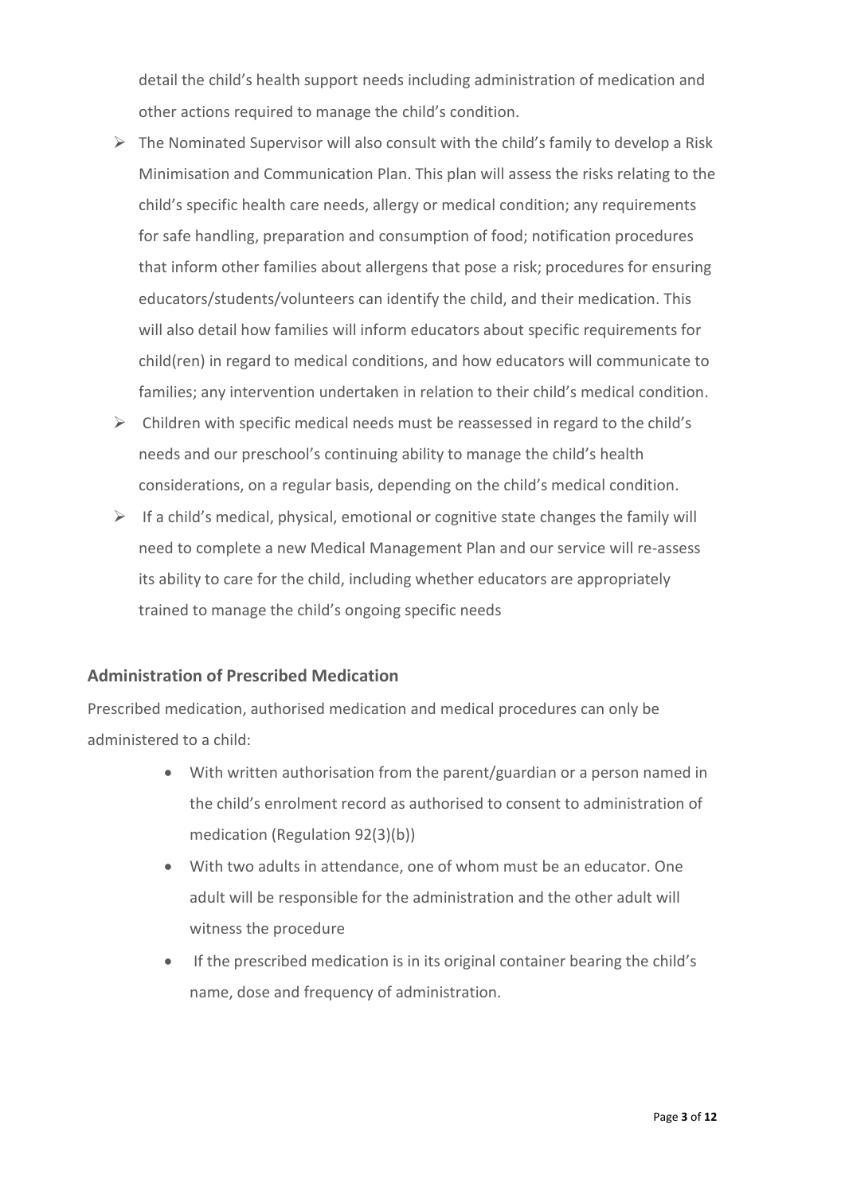detail the child's health support needs including administration of medication and other actions required to manage the child's condition.

- The Nominated Supervisor will also consult with the child's family to develop a Risk Minimisation and Communication Plan. This plan will assess the risks relating to the child's specific health care needs, allergy or medical condition; any requirements for safe handling, preparation and consumption of food; notification procedures that inform other families about allergens that pose a risk; procedures for ensuring educators/students/volunteers can identify the child, and their medication. This will also detail how families will inform educators about specific requirements for child(ren) in regard to medical conditions, and how educators will communicate to families; any intervention undertaken in relation to their child's medical condition.
- Children with specific medical needs must be reassessed in regard to the child's needs and our preschool's continuing ability to manage the child's health considerations, on a regular basis, depending on the child's medical condition.
- If a child's medical, physical, emotional or cognitive state changes the family will need to complete a new Medical Management Plan and our service will re-assess its ability to care for the child, including whether educators are appropriately trained to manage the child's ongoing specific needs

### Administration of Prescribed Medication

Prescribed medication, authorised medication and medical procedures can only be administered to a child:

- With written authorisation from the parent/guardian or a person named in the child's enrolment record as authorised to consent to administration of medication (Regulation 92(3)(b))
- With two adults in attendance, one of whom must be an educator. One adult will be responsible for the administration and the other adult will witness the procedure
- If the prescribed medication is in its original container bearing the child's name, dose and frequency of administration.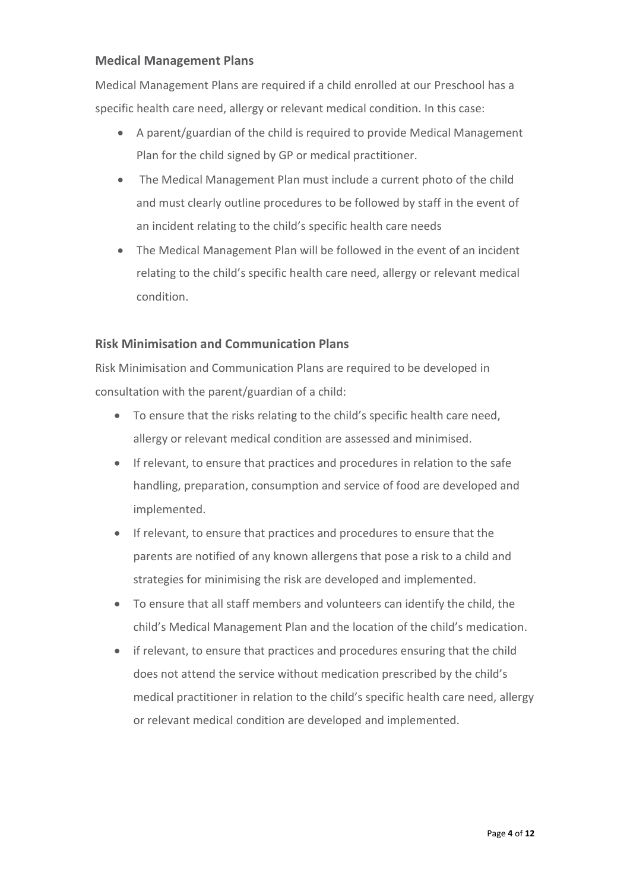## Medical Management Plans

Medical Management Plans are required if a child enrolled at our Preschool has a specific health care need, allergy or relevant medical condition. In this case:

- A parent/guardian of the child is required to provide Medical Management Plan for the child signed by GP or medical practitioner.
- The Medical Management Plan must include a current photo of the child and must clearly outline procedures to be followed by staff in the event of an incident relating to the child's specific health care needs
- The Medical Management Plan will be followed in the event of an incident relating to the child's specific health care need, allergy or relevant medical condition.

## Risk Minimisation and Communication Plans

Risk Minimisation and Communication Plans are required to be developed in consultation with the parent/guardian of a child:

- To ensure that the risks relating to the child's specific health care need, allergy or relevant medical condition are assessed and minimised.
- If relevant, to ensure that practices and procedures in relation to the safe handling, preparation, consumption and service of food are developed and implemented.
- If relevant, to ensure that practices and procedures to ensure that the parents are notified of any known allergens that pose a risk to a child and strategies for minimising the risk are developed and implemented.
- To ensure that all staff members and volunteers can identify the child, the child's Medical Management Plan and the location of the child's medication.
- if relevant, to ensure that practices and procedures ensuring that the child does not attend the service without medication prescribed by the child's medical practitioner in relation to the child's specific health care need, allergy or relevant medical condition are developed and implemented.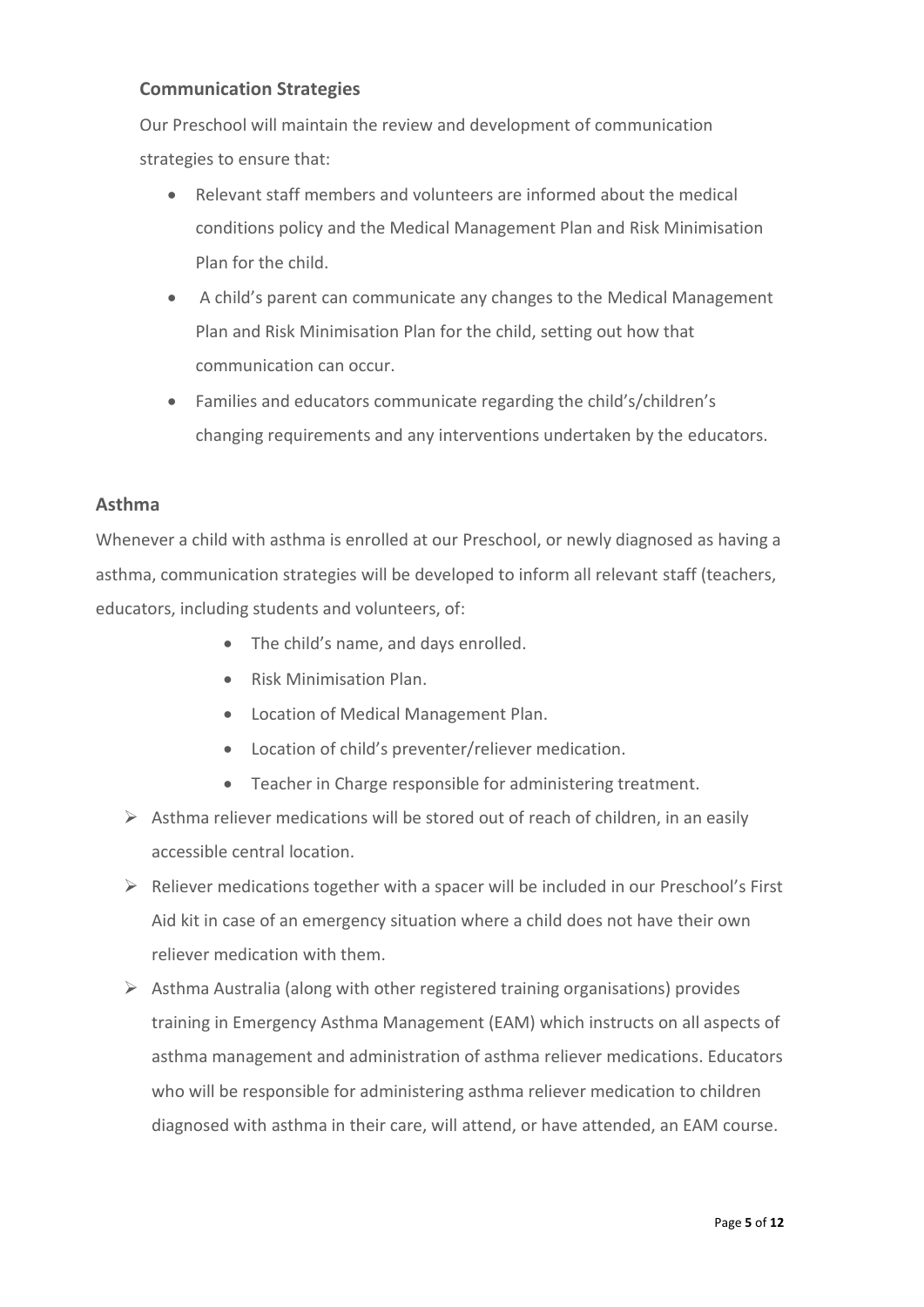### Communication Strategies

Our Preschool will maintain the review and development of communication strategies to ensure that:

- Relevant staff members and volunteers are informed about the medical conditions policy and the Medical Management Plan and Risk Minimisation Plan for the child.
- A child's parent can communicate any changes to the Medical Management Plan and Risk Minimisation Plan for the child, setting out how that communication can occur.
- Families and educators communicate regarding the child's/children's changing requirements and any interventions undertaken by the educators.

### Asthma

Whenever a child with asthma is enrolled at our Preschool, or newly diagnosed as having a asthma, communication strategies will be developed to inform all relevant staff (teachers, educators, including students and volunteers, of:

- The child's name, and days enrolled.
- Risk Minimisation Plan.
- Location of Medical Management Plan.
- Location of child's preventer/reliever medication.
- Teacher in Charge responsible for administering treatment.

- Asthma reliever medications will be stored out of reach of children, in an easily accessible central location.
- Reliever medications together with a spacer will be included in our Preschool's First Aid kit in case of an emergency situation where a child does not have their own reliever medication with them.
- Asthma Australia (along with other registered training organisations) provides training in Emergency Asthma Management (EAM) which instructs on all aspects of asthma management and administration of asthma reliever medications. Educators who will be responsible for administering asthma reliever medication to children diagnosed with asthma in their care, will attend, or have attended, an EAM course.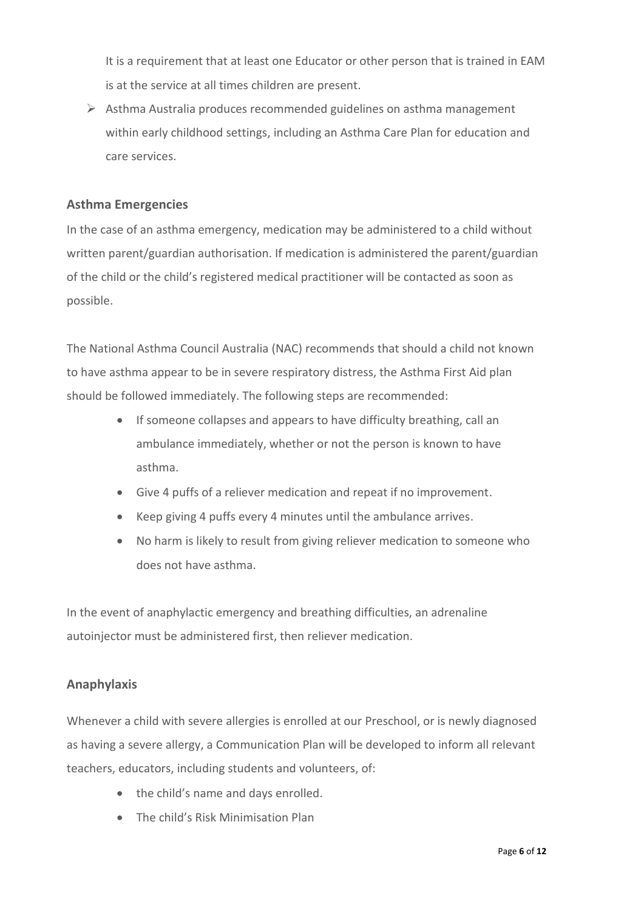It is a requirement that at least one Educator or other person that is trained in EAM is at the service at all times children are present.

- Asthma Australia produces recommended guidelines on asthma management within early childhood settings, including an Asthma Care Plan for education and care services.

### Asthma Emergencies

In the case of an asthma emergency, medication may be administered to a child without written parent/guardian authorisation. If medication is administered the parent/guardian of the child or the child's registered medical practitioner will be contacted as soon as possible.

The National Asthma Council Australia (NAC) recommends that should a child not known to have asthma appear to be in severe respiratory distress, the Asthma First Aid plan should be followed immediately. The following steps are recommended:

- If someone collapses and appears to have difficulty breathing, call an ambulance immediately, whether or not the person is known to have asthma.
- Give 4 puffs of a reliever medication and repeat if no improvement.
- Keep giving 4 puffs every 4 minutes until the ambulance arrives.
- No harm is likely to result from giving reliever medication to someone who does not have asthma.

In the event of anaphylactic emergency and breathing difficulties, an adrenaline autoinjector must be administered first, then reliever medication.

### Anaphylaxis

Whenever a child with severe allergies is enrolled at our Preschool, or is newly diagnosed as having a severe allergy, a Communication Plan will be developed to inform all relevant teachers, educators, including students and volunteers, of:

- the child's name and days enrolled.
- The child's Risk Minimisation Plan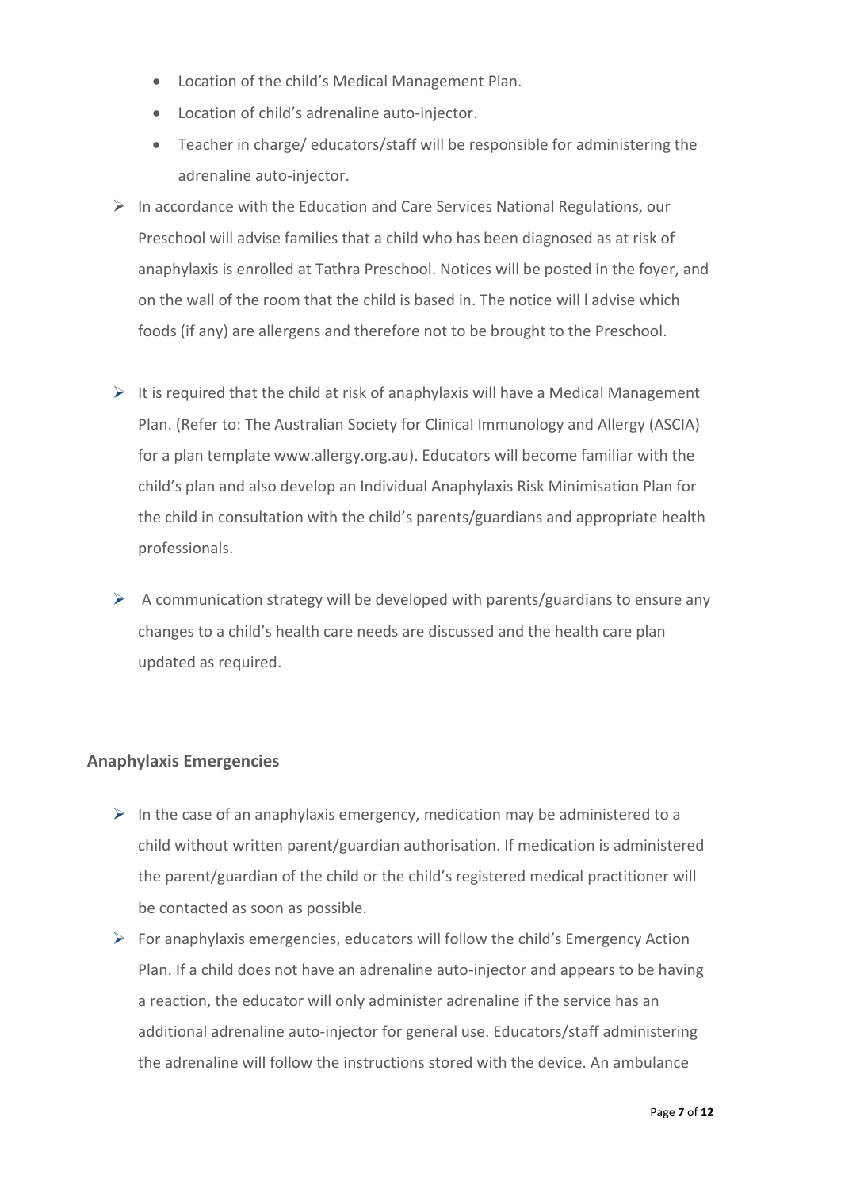- Location of the child's Medical Management Plan.
- Location of child's adrenaline auto-injector.
- Teacher in charge/ educators/staff will be responsible for administering the adrenaline auto-injector.

- In accordance with the Education and Care Services National Regulations, our Preschool will advise families that a child who has been diagnosed as at risk of anaphylaxis is enrolled at Tathra Preschool. Notices will be posted in the foyer, and on the wall of the room that the child is based in. The notice will l advise which foods (if any) are allergens and therefore not to be brought to the Preschool.

- It is required that the child at risk of anaphylaxis will have a Medical Management Plan. (Refer to: The Australian Society for Clinical Immunology and Allergy (ASCIA) for a plan template www.allergy.org.au). Educators will become familiar with the child's plan and also develop an Individual Anaphylaxis Risk Minimisation Plan for the child in consultation with the child's parents/guardians and appropriate health professionals.

- A communication strategy will be developed with parents/guardians to ensure any changes to a child's health care needs are discussed and the health care plan updated as required.

### Anaphylaxis Emergencies

- In the case of an anaphylaxis emergency, medication may be administered to a child without written parent/guardian authorisation. If medication is administered the parent/guardian of the child or the child's registered medical practitioner will be contacted as soon as possible.
- For anaphylaxis emergencies, educators will follow the child's Emergency Action Plan. If a child does not have an adrenaline auto-injector and appears to be having a reaction, the educator will only administer adrenaline if the service has an additional adrenaline auto-injector for general use. Educators/staff administering the adrenaline will follow the instructions stored with the device. An ambulance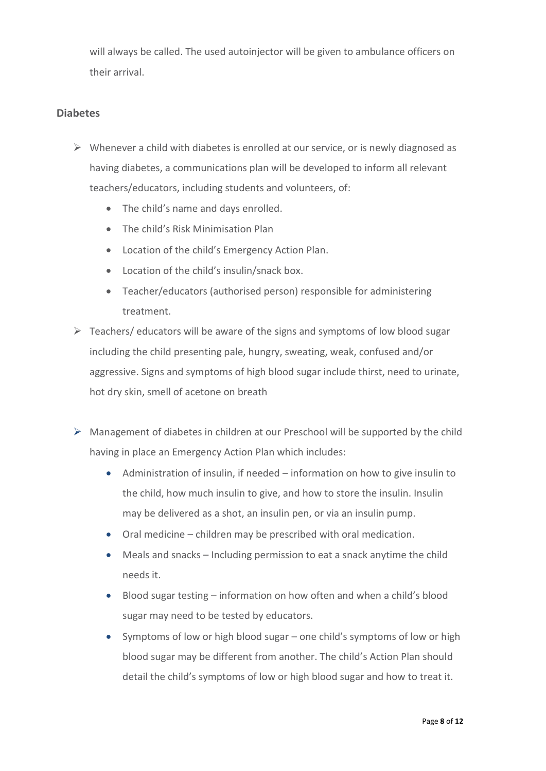will always be called. The used autoinjector will be given to ambulance officers on their arrival.

### Diabetes

- Whenever a child with diabetes is enrolled at our service, or is newly diagnosed as having diabetes, a communications plan will be developed to inform all relevant teachers/educators, including students and volunteers, of:
  - The child's name and days enrolled.
  - The child's Risk Minimisation Plan
  - Location of the child's Emergency Action Plan.
  - Location of the child's insulin/snack box.
  - Teacher/educators (authorised person) responsible for administering treatment.
- Teachers/ educators will be aware of the signs and symptoms of low blood sugar including the child presenting pale, hungry, sweating, weak, confused and/or aggressive. Signs and symptoms of high blood sugar include thirst, need to urinate, hot dry skin, smell of acetone on breath
- Management of diabetes in children at our Preschool will be supported by the child having in place an Emergency Action Plan which includes:
  - Administration of insulin, if needed – information on how to give insulin to the child, how much insulin to give, and how to store the insulin. Insulin may be delivered as a shot, an insulin pen, or via an insulin pump.
  - Oral medicine – children may be prescribed with oral medication.
  - Meals and snacks – Including permission to eat a snack anytime the child needs it.
  - Blood sugar testing – information on how often and when a child's blood sugar may need to be tested by educators.
  - Symptoms of low or high blood sugar – one child's symptoms of low or high blood sugar may be different from another. The child's Action Plan should detail the child's symptoms of low or high blood sugar and how to treat it.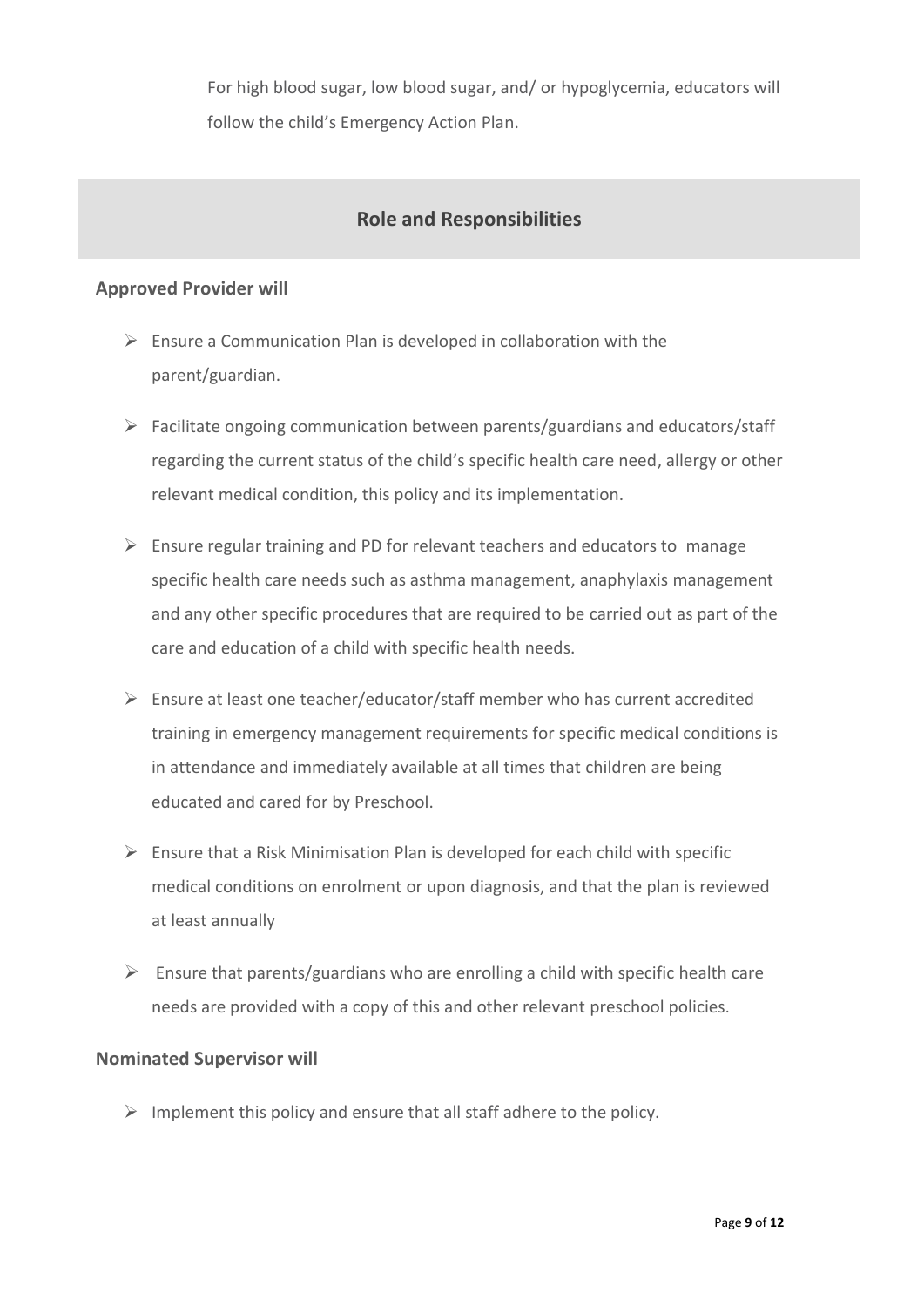For high blood sugar, low blood sugar, and/ or hypoglycemia, educators will follow the child's Emergency Action Plan.

## Role and Responsibilities

### Approved Provider will

- Ensure a Communication Plan is developed in collaboration with the parent/guardian.
- Facilitate ongoing communication between parents/guardians and educators/staff regarding the current status of the child's specific health care need, allergy or other relevant medical condition, this policy and its implementation.
- Ensure regular training and PD for relevant teachers and educators to manage specific health care needs such as asthma management, anaphylaxis management and any other specific procedures that are required to be carried out as part of the care and education of a child with specific health needs.
- Ensure at least one teacher/educator/staff member who has current accredited training in emergency management requirements for specific medical conditions is in attendance and immediately available at all times that children are being educated and cared for by Preschool.
- Ensure that a Risk Minimisation Plan is developed for each child with specific medical conditions on enrolment or upon diagnosis, and that the plan is reviewed at least annually
- Ensure that parents/guardians who are enrolling a child with specific health care needs are provided with a copy of this and other relevant preschool policies.

### Nominated Supervisor will

- Implement this policy and ensure that all staff adhere to the policy.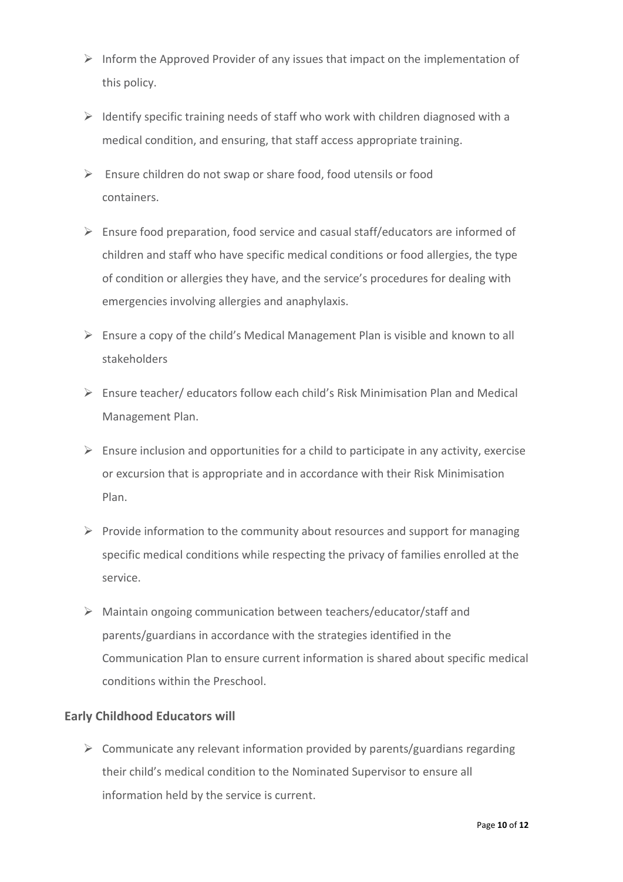- Inform the Approved Provider of any issues that impact on the implementation of this policy.
- Identify specific training needs of staff who work with children diagnosed with a medical condition, and ensuring, that staff access appropriate training.
- Ensure children do not swap or share food, food utensils or food containers.
- Ensure food preparation, food service and casual staff/educators are informed of children and staff who have specific medical conditions or food allergies, the type of condition or allergies they have, and the service's procedures for dealing with emergencies involving allergies and anaphylaxis.
- Ensure a copy of the child's Medical Management Plan is visible and known to all stakeholders
- Ensure teacher/ educators follow each child's Risk Minimisation Plan and Medical Management Plan.
- Ensure inclusion and opportunities for a child to participate in any activity, exercise or excursion that is appropriate and in accordance with their Risk Minimisation Plan.
- Provide information to the community about resources and support for managing specific medical conditions while respecting the privacy of families enrolled at the service.
- Maintain ongoing communication between teachers/educator/staff and parents/guardians in accordance with the strategies identified in the Communication Plan to ensure current information is shared about specific medical conditions within the Preschool.

### Early Childhood Educators will

- Communicate any relevant information provided by parents/guardians regarding their child's medical condition to the Nominated Supervisor to ensure all information held by the service is current.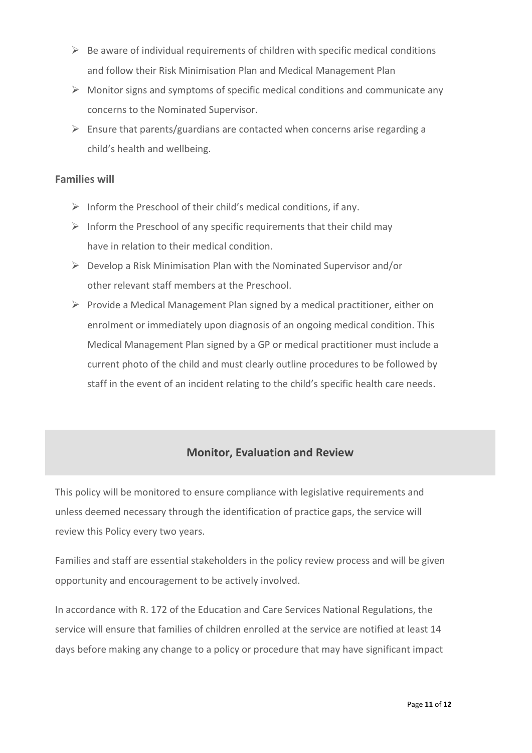- Be aware of individual requirements of children with specific medical conditions and follow their Risk Minimisation Plan and Medical Management Plan
- Monitor signs and symptoms of specific medical conditions and communicate any concerns to the Nominated Supervisor.
- Ensure that parents/guardians are contacted when concerns arise regarding a child's health and wellbeing.

### Families will

- Inform the Preschool of their child's medical conditions, if any.
- Inform the Preschool of any specific requirements that their child may have in relation to their medical condition.
- Develop a Risk Minimisation Plan with the Nominated Supervisor and/or other relevant staff members at the Preschool.
- Provide a Medical Management Plan signed by a medical practitioner, either on enrolment or immediately upon diagnosis of an ongoing medical condition. This Medical Management Plan signed by a GP or medical practitioner must include a current photo of the child and must clearly outline procedures to be followed by staff in the event of an incident relating to the child's specific health care needs.

## Monitor, Evaluation and Review

This policy will be monitored to ensure compliance with legislative requirements and unless deemed necessary through the identification of practice gaps, the service will review this Policy every two years.

Families and staff are essential stakeholders in the policy review process and will be given opportunity and encouragement to be actively involved.

In accordance with R. 172 of the Education and Care Services National Regulations, the service will ensure that families of children enrolled at the service are notified at least 14 days before making any change to a policy or procedure that may have significant impact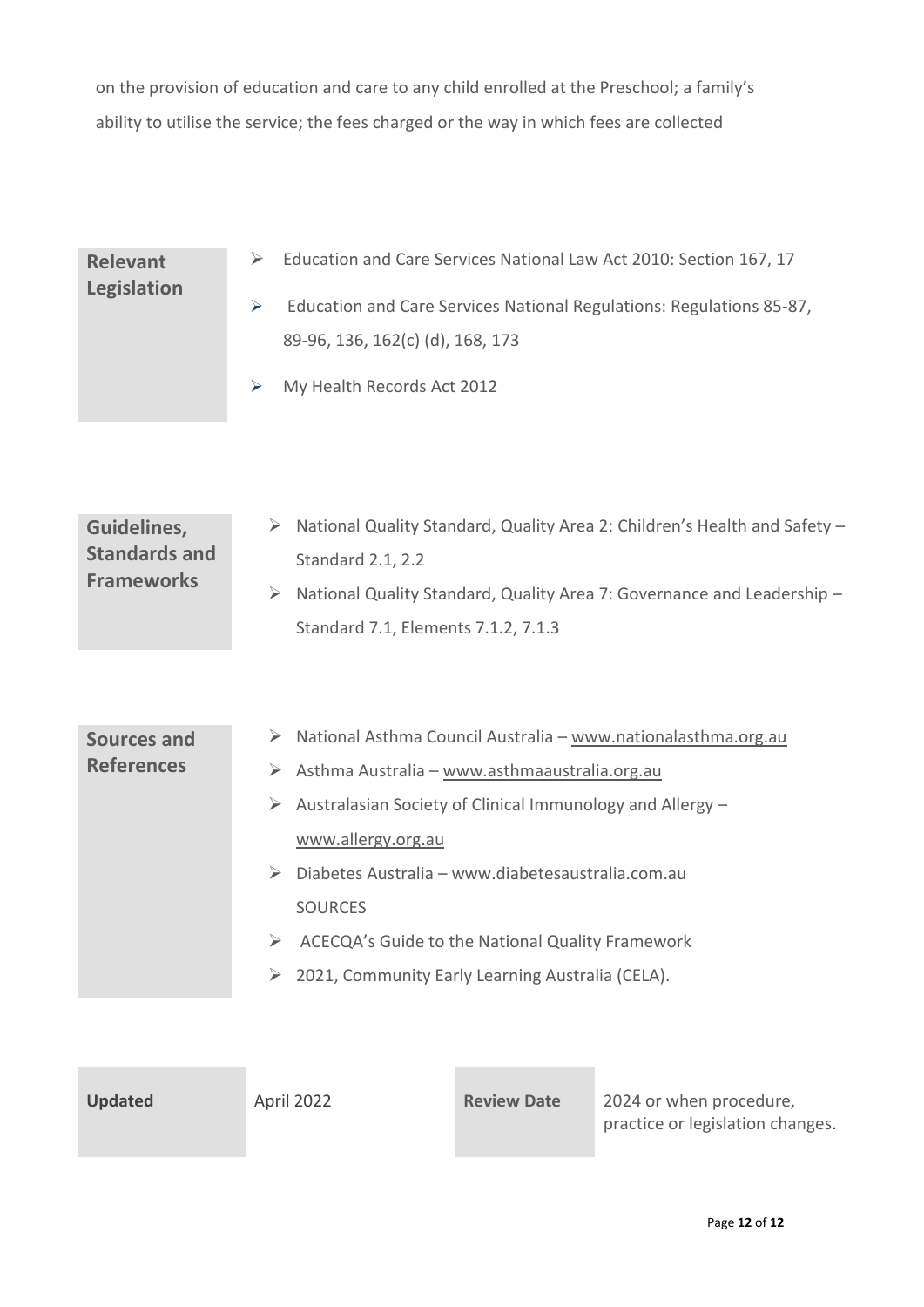on the provision of education and care to any child enrolled at the Preschool; a family's ability to utilise the service; the fees charged or the way in which fees are collected

| | |
|---|---|
| **Relevant Legislation** | - Education and Care Services National Law Act 2010: Section 167, 17<br>- Education and Care Services National Regulations: Regulations 85-87, 89-96, 136, 162(c) (d), 168, 173<br>- My Health Records Act 2012 |

| | |
|---|---|
| **Guidelines, Standards and Frameworks** | - National Quality Standard, Quality Area 2: Children's Health and Safety – Standard 2.1, 2.2<br>- National Quality Standard, Quality Area 7: Governance and Leadership – Standard 7.1, Elements 7.1.2, 7.1.3 |

| | |
|---|---|
| **Sources and References** | - National Asthma Council Australia – www.nationalasthma.org.au<br>- Asthma Australia – www.asthmaaustralia.org.au<br>- Australasian Society of Clinical Immunology and Allergy – www.allergy.org.au<br>- Diabetes Australia – www.diabetesaustralia.com.au<br>SOURCES<br>- ACECQA's Guide to the National Quality Framework<br>- 2021, Community Early Learning Australia (CELA). |

| | | | |
|---|---|---|---|
| **Updated** | April 2022 | **Review Date** | 2024 or when procedure, practice or legislation changes. |